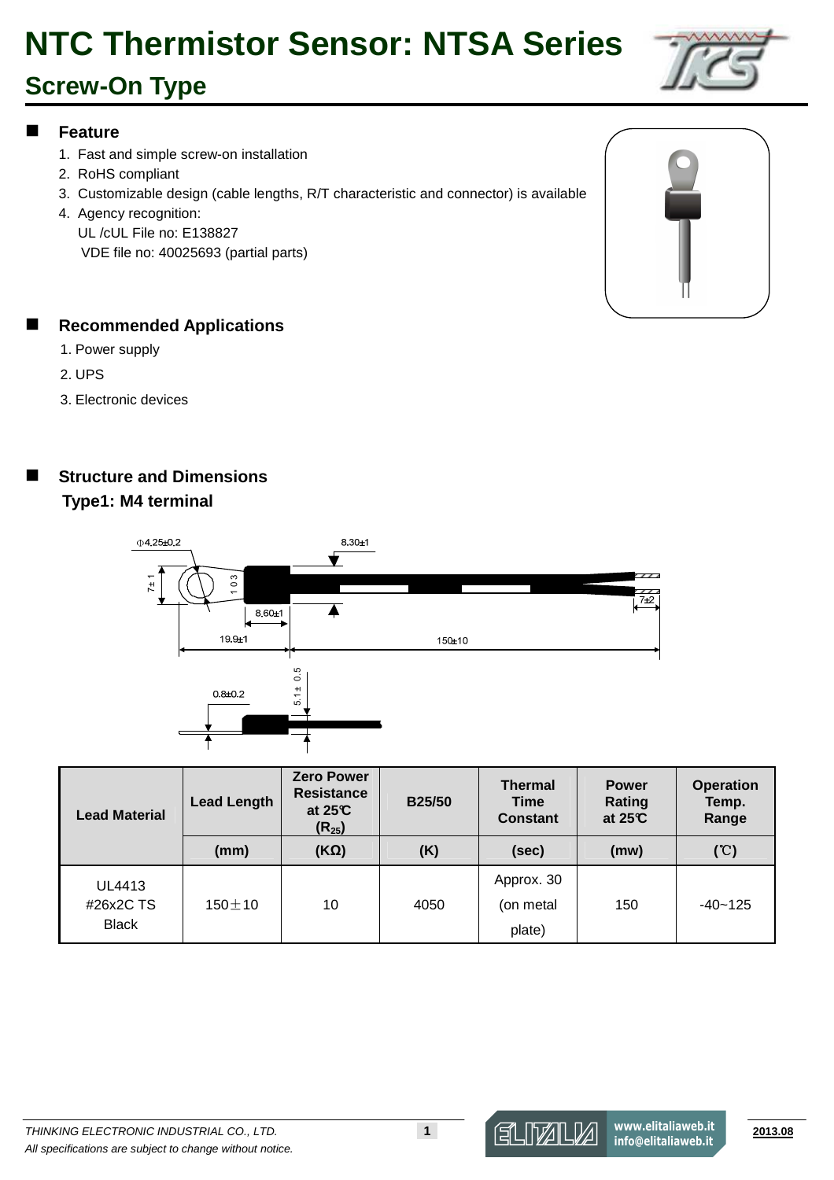# NTC Thermistor Sensor: NTSA Series

## Screw-On Type

## Feature

1. Fast and simple screw-on installation
2. RoHS compliant
3. Customizable design (cable lengths, R/T characteristic and connector) is available
4. Agency recognition:
   UL /cUL File no: E138827
   VDE file no: 40025693 (partial parts)

## Recommended Applications

1. Power supply
2. UPS
3. Electronic devices

## Structure and Dimensions

**Type1: M4 terminal**

Φ4.25±0.2

8.30±1

7±1

10.3

8.60±1

7±2

19.9±1

150±10

0.8±0.2

5.1± 0.5

| Lead Material | Lead Length | Zero Power Resistance at 25℃ ($R_{25}$) | B25/50 | Thermal Time Constant | Power Rating at 25℃ | Operation Temp. Range |
|---|---|---|---|---|---|---|
| | (mm) | (KΩ) | (K) | (sec) | (mw) | (℃) |
| UL4413 #26x2C TS Black | 150±10 | 10 | 4050 | Approx. 30 (on metal plate) | 150 | -40~125 |

*THINKING ELECTRONIC INDUSTRIAL CO., LTD.*

*All specifications are subject to change without notice.*

www.elitaliaweb.it
info@elitaliaweb.it

2013.08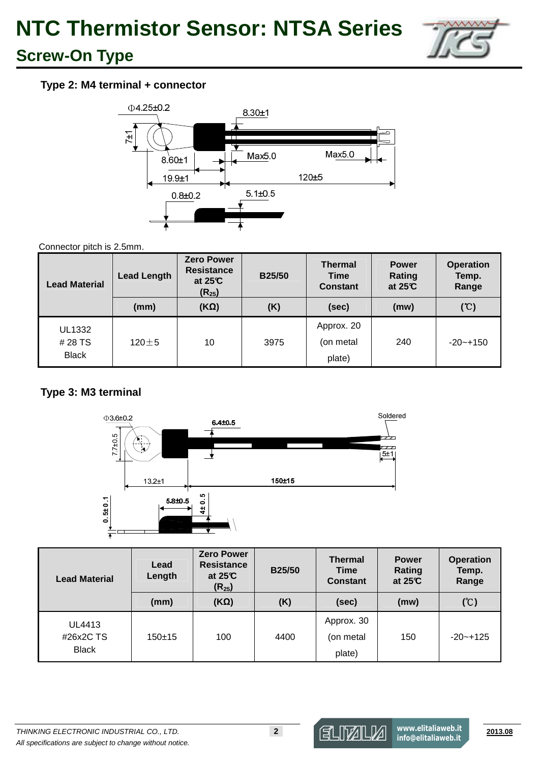# NTC Thermistor Sensor: NTSA Series

## Screw-On Type

### Type 2: M4 terminal + connector

Φ4.25±0.2, 8.30±1, 7±1, 8.60±1, Max5.0, Max5.0, 19.9±1, 120±5, 0.8±0.2, 5.1±0.5

Connector pitch is 2.5mm.

| Lead Material | Lead Length | Zero Power Resistance at 25℃ ($R_{25}$) | B25/50 | Thermal Time Constant | Power Rating at 25℃ | Operation Temp. Range |
|---|---|---|---|---|---|---|
| | (mm) | (KΩ) | (K) | (sec) | (mw) | (℃) |
| UL1332 # 28 TS Black | 120±5 | 10 | 3975 | Approx. 20 (on metal plate) | 240 | -20~+150 |

### Type 3: M3 terminal

Φ3.6±0.2, 6.4±0.5, Soldered, 7.7±0.5, 5±1, 13.2±1, 150±15, 0.5±0.1, 5.8±0.5, 4±0.5

| Lead Material | Lead Length | Zero Power Resistance at 25℃ ($R_{25}$) | B25/50 | Thermal Time Constant | Power Rating at 25℃ | Operation Temp. Range |
|---|---|---|---|---|---|---|
| | (mm) | (KΩ) | (K) | (sec) | (mw) | (℃) |
| UL4413 #26x2C TS Black | 150±15 | 100 | 4400 | Approx. 30 (on metal plate) | 150 | -20~+125 |

*THINKING ELECTRONIC INDUSTRIAL CO., LTD.*
*All specifications are subject to change without notice.*

www.elitaliaweb.it
info@elitaliaweb.it

2013.08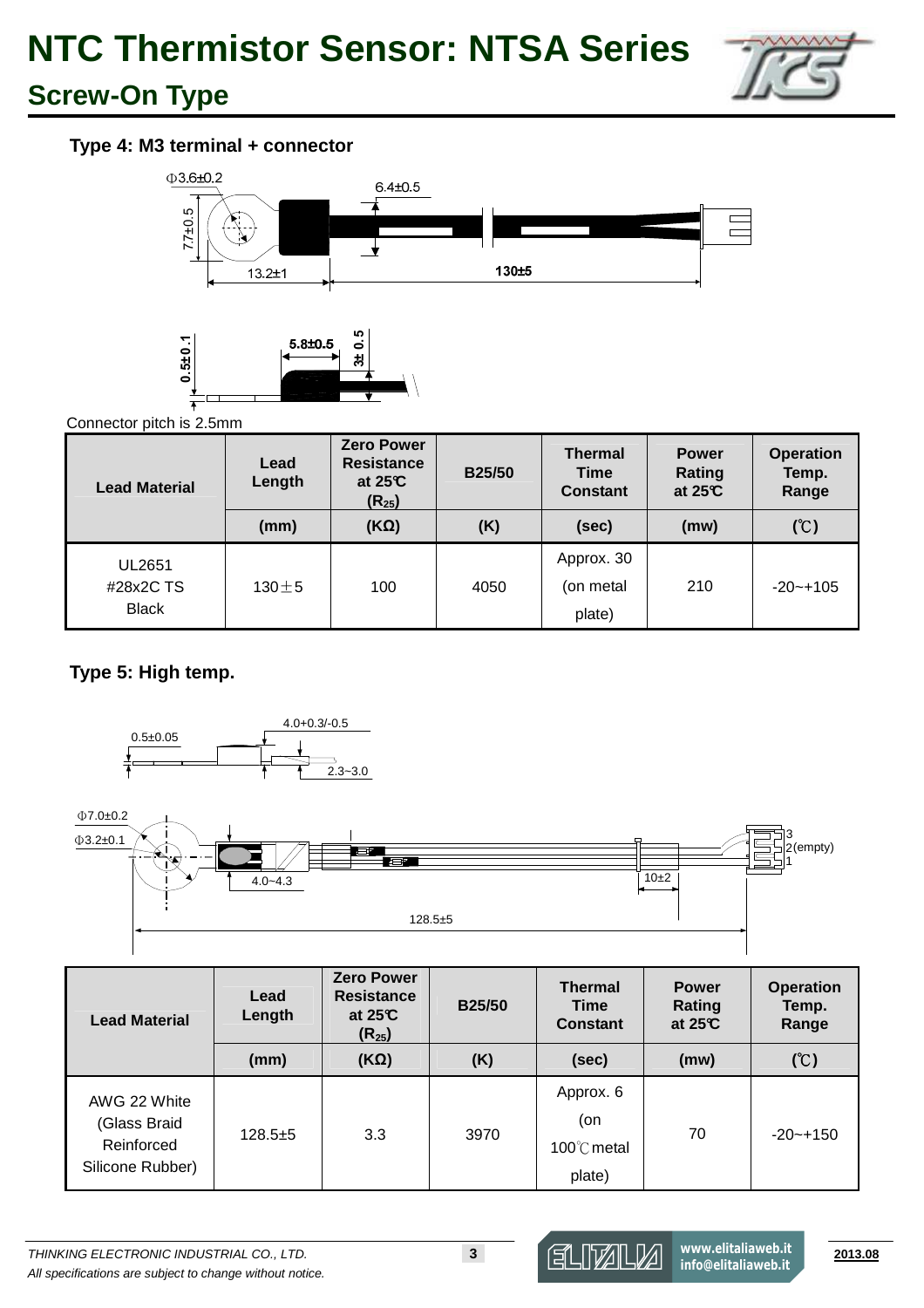# NTC Thermistor Sensor: NTSA Series

## Screw-On Type

### Type 4: M3 terminal + connector

Φ3.6±0.2

6.4±0.5

7.7±0.5

13.2±1

130±5

5.8±0.5

3± 0.5

0.5±0.1

Connector pitch is 2.5mm

| Lead Material | Lead Length | Zero Power Resistance at 25℃ ($R_{25}$) | B25/50 | Thermal Time Constant | Power Rating at 25℃ | Operation Temp. Range |
|---|---|---|---|---|---|---|
| | (mm) | (KΩ) | (K) | (sec) | (mw) | (℃) |
| UL2651 #28x2C TS Black | 130±5 | 100 | 4050 | Approx. 30 (on metal plate) | 210 | -20~+105 |

### Type 5: High temp.

4.0+0.3/-0.5

0.5±0.05

2.3~3.0

Φ7.0±0.2

Φ3.2±0.1

4.0~4.3

10±2

3

2(empty)

1

128.5±5

| Lead Material | Lead Length | Zero Power Resistance at 25℃ ($R_{25}$) | B25/50 | Thermal Time Constant | Power Rating at 25℃ | Operation Temp. Range |
|---|---|---|---|---|---|---|
| | (mm) | (KΩ) | (K) | (sec) | (mw) | (℃) |
| AWG 22 White (Glass Braid Reinforced Silicone Rubber) | 128.5±5 | 3.3 | 3970 | Approx. 6 (on 100℃ metal plate) | 70 | -20~+150 |

*THINKING ELECTRONIC INDUSTRIAL CO., LTD.*

*All specifications are subject to change without notice.*

2013.08